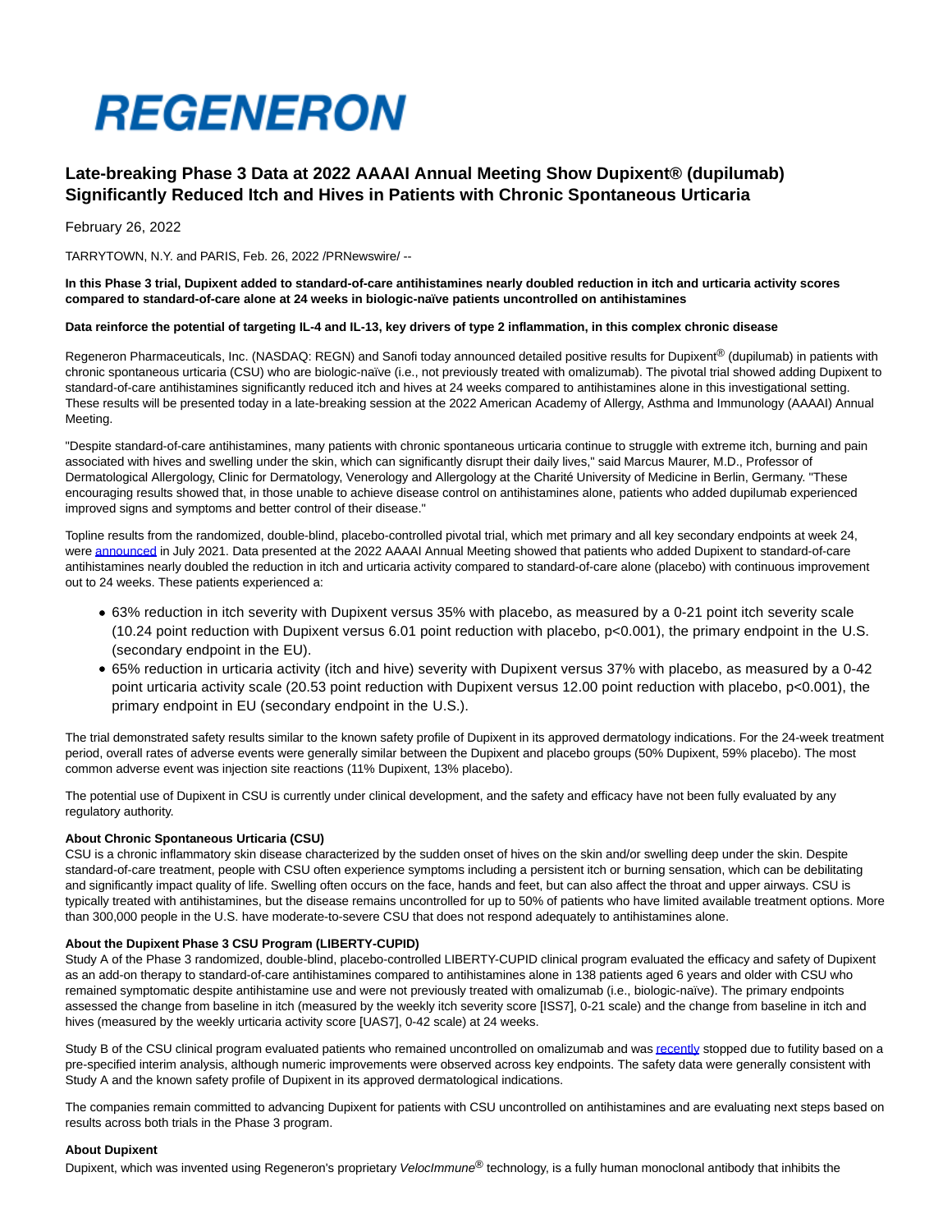# REGENERON

## Late-breaking Phase 3 Data at 2022 AAAAI Annual Meeting Show Dupixent® (dupilumab) Significantly Reduced Itch and Hives in Patients with Chronic Spontaneous Urticaria

February 26, 2022

TARRYTOWN, N.Y. and PARIS, Feb. 26, 2022 /PRNewswire/ --

**In this Phase 3 trial, Dupixent added to standard-of-care antihistamines nearly doubled reduction in itch and urticaria activity scores compared to standard-of-care alone at 24 weeks in biologic-naïve patients uncontrolled on antihistamines**

**Data reinforce the potential of targeting IL-4 and IL-13, key drivers of type 2 inflammation, in this complex chronic disease**

Regeneron Pharmaceuticals, Inc. (NASDAQ: REGN) and Sanofi today announced detailed positive results for Dupixent® (dupilumab) in patients with chronic spontaneous urticaria (CSU) who are biologic-naïve (i.e., not previously treated with omalizumab). The pivotal trial showed adding Dupixent to standard-of-care antihistamines significantly reduced itch and hives at 24 weeks compared to antihistamines alone in this investigational setting. These results will be presented today in a late-breaking session at the 2022 American Academy of Allergy, Asthma and Immunology (AAAAI) Annual Meeting.

"Despite standard-of-care antihistamines, many patients with chronic spontaneous urticaria continue to struggle with extreme itch, burning and pain associated with hives and swelling under the skin, which can significantly disrupt their daily lives," said Marcus Maurer, M.D., Professor of Dermatological Allergology, Clinic for Dermatology, Venerology and Allergology at the Charité University of Medicine in Berlin, Germany. "These encouraging results showed that, in those unable to achieve disease control on antihistamines alone, patients who added dupilumab experienced improved signs and symptoms and better control of their disease."

Topline results from the randomized, double-blind, placebo-controlled pivotal trial, which met primary and all key secondary endpoints at week 24, were announced in July 2021. Data presented at the 2022 AAAAI Annual Meeting showed that patients who added Dupixent to standard-of-care antihistamines nearly doubled the reduction in itch and urticaria activity compared to standard-of-care alone (placebo) with continuous improvement out to 24 weeks. These patients experienced a:

- 63% reduction in itch severity with Dupixent versus 35% with placebo, as measured by a 0-21 point itch severity scale (10.24 point reduction with Dupixent versus 6.01 point reduction with placebo, $p<0.001$), the primary endpoint in the U.S. (secondary endpoint in the EU).
- 65% reduction in urticaria activity (itch and hive) severity with Dupixent versus 37% with placebo, as measured by a 0-42 point urticaria activity scale (20.53 point reduction with Dupixent versus 12.00 point reduction with placebo, $p<0.001$), the primary endpoint in EU (secondary endpoint in the U.S.).

The trial demonstrated safety results similar to the known safety profile of Dupixent in its approved dermatology indications. For the 24-week treatment period, overall rates of adverse events were generally similar between the Dupixent and placebo groups (50% Dupixent, 59% placebo). The most common adverse event was injection site reactions (11% Dupixent, 13% placebo).

The potential use of Dupixent in CSU is currently under clinical development, and the safety and efficacy have not been fully evaluated by any regulatory authority.

**About Chronic Spontaneous Urticaria (CSU)**
CSU is a chronic inflammatory skin disease characterized by the sudden onset of hives on the skin and/or swelling deep under the skin. Despite standard-of-care treatment, people with CSU often experience symptoms including a persistent itch or burning sensation, which can be debilitating and significantly impact quality of life. Swelling often occurs on the face, hands and feet, but can also affect the throat and upper airways. CSU is typically treated with antihistamines, but the disease remains uncontrolled for up to 50% of patients who have limited available treatment options. More than 300,000 people in the U.S. have moderate-to-severe CSU that does not respond adequately to antihistamines alone.

**About the Dupixent Phase 3 CSU Program (LIBERTY-CUPID)**
Study A of the Phase 3 randomized, double-blind, placebo-controlled LIBERTY-CUPID clinical program evaluated the efficacy and safety of Dupixent as an add-on therapy to standard-of-care antihistamines compared to antihistamines alone in 138 patients aged 6 years and older with CSU who remained symptomatic despite antihistamine use and were not previously treated with omalizumab (i.e., biologic-naïve). The primary endpoints assessed the change from baseline in itch (measured by the weekly itch severity score [ISS7], 0-21 scale) and the change from baseline in itch and hives (measured by the weekly urticaria activity score [UAS7], 0-42 scale) at 24 weeks.

Study B of the CSU clinical program evaluated patients who remained uncontrolled on omalizumab and was recently stopped due to futility based on a pre-specified interim analysis, although numeric improvements were observed across key endpoints. The safety data were generally consistent with Study A and the known safety profile of Dupixent in its approved dermatological indications.

The companies remain committed to advancing Dupixent for patients with CSU uncontrolled on antihistamines and are evaluating next steps based on results across both trials in the Phase 3 program.

**About Dupixent**
Dupixent, which was invented using Regeneron's proprietary *VelocImmune®* technology, is a fully human monoclonal antibody that inhibits the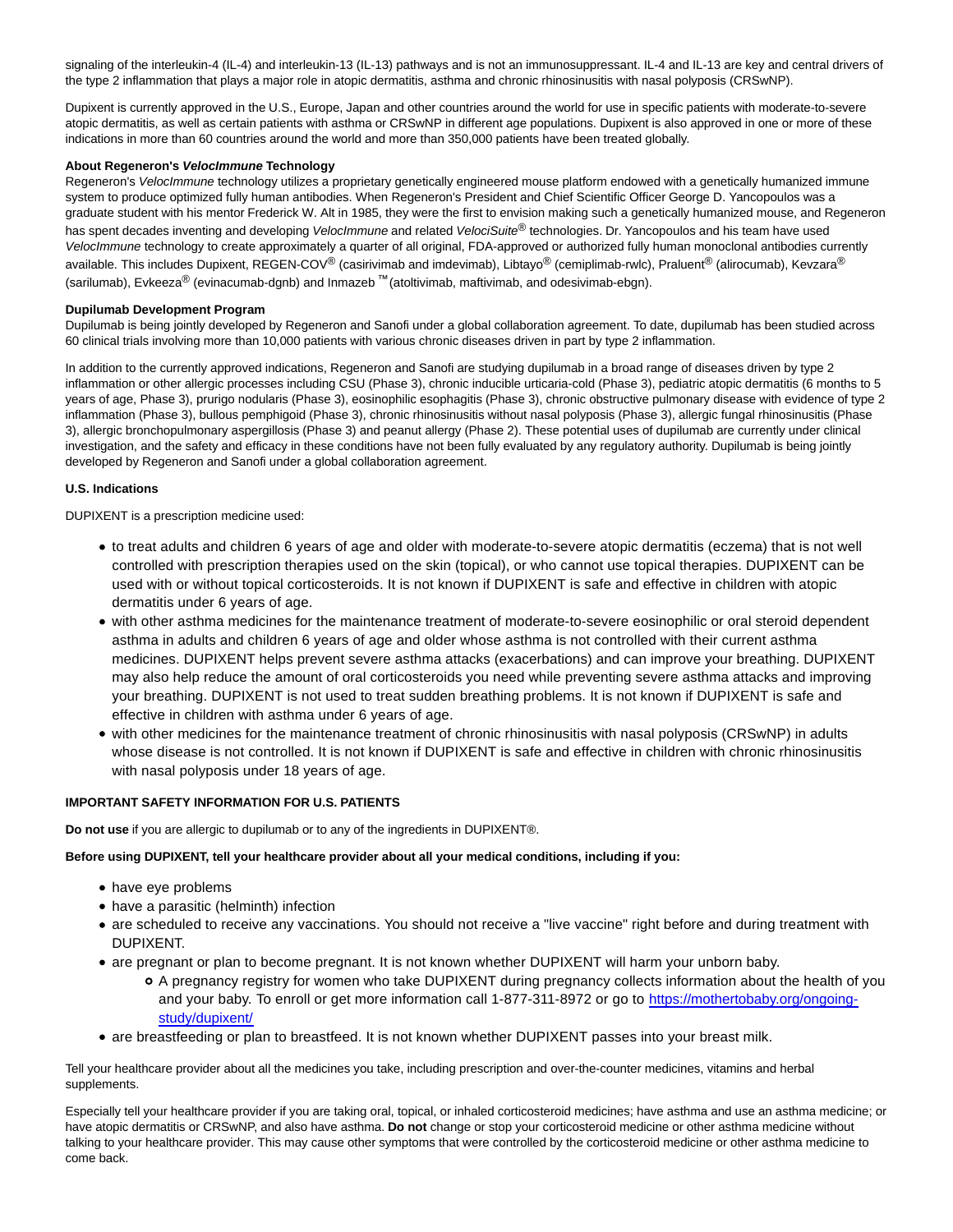signaling of the interleukin-4 (IL-4) and interleukin-13 (IL-13) pathways and is not an immunosuppressant. IL-4 and IL-13 are key and central drivers of the type 2 inflammation that plays a major role in atopic dermatitis, asthma and chronic rhinosinusitis with nasal polyposis (CRSwNP).

Dupixent is currently approved in the U.S., Europe, Japan and other countries around the world for use in specific patients with moderate-to-severe atopic dermatitis, as well as certain patients with asthma or CRSwNP in different age populations. Dupixent is also approved in one or more of these indications in more than 60 countries around the world and more than 350,000 patients have been treated globally.

**About Regeneron's *VelocImmune* Technology**
Regeneron's *VelocImmune* technology utilizes a proprietary genetically engineered mouse platform endowed with a genetically humanized immune system to produce optimized fully human antibodies. When Regeneron's President and Chief Scientific Officer George D. Yancopoulos was a graduate student with his mentor Frederick W. Alt in 1985, they were the first to envision making such a genetically humanized mouse, and Regeneron has spent decades inventing and developing *VelocImmune* and related *VelociSuite*® technologies. Dr. Yancopoulos and his team have used *VelocImmune* technology to create approximately a quarter of all original, FDA-approved or authorized fully human monoclonal antibodies currently available. This includes Dupixent, REGEN-COV® (casirivimab and imdevimab), Libtayo® (cemiplimab-rwlc), Praluent® (alirocumab), Kevzara® (sarilumab), Evkeeza® (evinacumab-dgnb) and Inmazeb ™ (atoltivimab, maftivimab, and odesivimab-ebgn).

**Dupilumab Development Program**
Dupilumab is being jointly developed by Regeneron and Sanofi under a global collaboration agreement. To date, dupilumab has been studied across 60 clinical trials involving more than 10,000 patients with various chronic diseases driven in part by type 2 inflammation.

In addition to the currently approved indications, Regeneron and Sanofi are studying dupilumab in a broad range of diseases driven by type 2 inflammation or other allergic processes including CSU (Phase 3), chronic inducible urticaria-cold (Phase 3), pediatric atopic dermatitis (6 months to 5 years of age, Phase 3), prurigo nodularis (Phase 3), eosinophilic esophagitis (Phase 3), chronic obstructive pulmonary disease with evidence of type 2 inflammation (Phase 3), bullous pemphigoid (Phase 3), chronic rhinosinusitis without nasal polyposis (Phase 3), allergic fungal rhinosinusitis (Phase 3), allergic bronchopulmonary aspergillosis (Phase 3) and peanut allergy (Phase 2). These potential uses of dupilumab are currently under clinical investigation, and the safety and efficacy in these conditions have not been fully evaluated by any regulatory authority. Dupilumab is being jointly developed by Regeneron and Sanofi under a global collaboration agreement.

**U.S. Indications**

DUPIXENT is a prescription medicine used:

- to treat adults and children 6 years of age and older with moderate-to-severe atopic dermatitis (eczema) that is not well controlled with prescription therapies used on the skin (topical), or who cannot use topical therapies. DUPIXENT can be used with or without topical corticosteroids. It is not known if DUPIXENT is safe and effective in children with atopic dermatitis under 6 years of age.
- with other asthma medicines for the maintenance treatment of moderate-to-severe eosinophilic or oral steroid dependent asthma in adults and children 6 years of age and older whose asthma is not controlled with their current asthma medicines. DUPIXENT helps prevent severe asthma attacks (exacerbations) and can improve your breathing. DUPIXENT may also help reduce the amount of oral corticosteroids you need while preventing severe asthma attacks and improving your breathing. DUPIXENT is not used to treat sudden breathing problems. It is not known if DUPIXENT is safe and effective in children with asthma under 6 years of age.
- with other medicines for the maintenance treatment of chronic rhinosinusitis with nasal polyposis (CRSwNP) in adults whose disease is not controlled. It is not known if DUPIXENT is safe and effective in children with chronic rhinosinusitis with nasal polyposis under 18 years of age.

**IMPORTANT SAFETY INFORMATION FOR U.S. PATIENTS**

**Do not use** if you are allergic to dupilumab or to any of the ingredients in DUPIXENT®.

**Before using DUPIXENT, tell your healthcare provider about all your medical conditions, including if you:**

- have eye problems
- have a parasitic (helminth) infection
- are scheduled to receive any vaccinations. You should not receive a "live vaccine" right before and during treatment with DUPIXENT.
- are pregnant or plan to become pregnant. It is not known whether DUPIXENT will harm your unborn baby.
  - A pregnancy registry for women who take DUPIXENT during pregnancy collects information about the health of you and your baby. To enroll or get more information call 1-877-311-8972 or go to [https://mothertobaby.org/ongoing-study/dupixent/](https://mothertobaby.org/ongoing-study/dupixent/)
- are breastfeeding or plan to breastfeed. It is not known whether DUPIXENT passes into your breast milk.

Tell your healthcare provider about all the medicines you take, including prescription and over-the-counter medicines, vitamins and herbal supplements.

Especially tell your healthcare provider if you are taking oral, topical, or inhaled corticosteroid medicines; have asthma and use an asthma medicine; or have atopic dermatitis or CRSwNP, and also have asthma. **Do not** change or stop your corticosteroid medicine or other asthma medicine without talking to your healthcare provider. This may cause other symptoms that were controlled by the corticosteroid medicine or other asthma medicine to come back.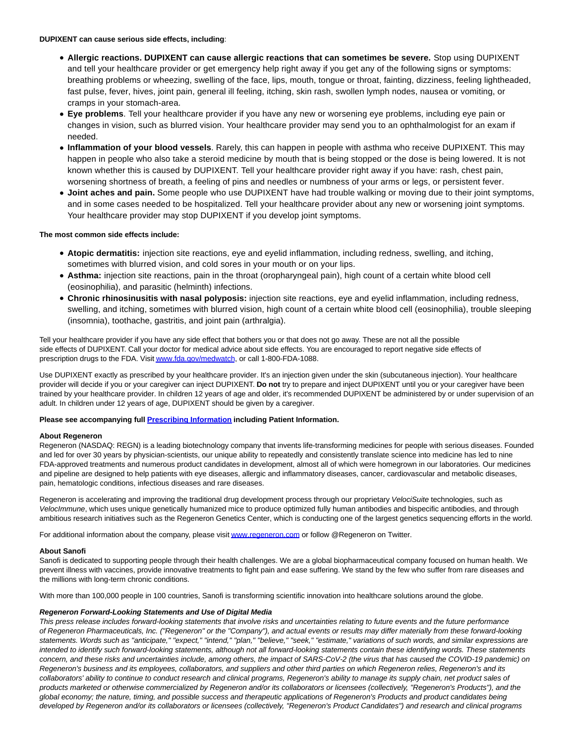**DUPIXENT can cause serious side effects, including**:

- **Allergic reactions. DUPIXENT can cause allergic reactions that can sometimes be severe.** Stop using DUPIXENT and tell your healthcare provider or get emergency help right away if you get any of the following signs or symptoms: breathing problems or wheezing, swelling of the face, lips, mouth, tongue or throat, fainting, dizziness, feeling lightheaded, fast pulse, fever, hives, joint pain, general ill feeling, itching, skin rash, swollen lymph nodes, nausea or vomiting, or cramps in your stomach-area.
- **Eye problems**. Tell your healthcare provider if you have any new or worsening eye problems, including eye pain or changes in vision, such as blurred vision. Your healthcare provider may send you to an ophthalmologist for an exam if needed.
- **Inflammation of your blood vessels**. Rarely, this can happen in people with asthma who receive DUPIXENT. This may happen in people who also take a steroid medicine by mouth that is being stopped or the dose is being lowered. It is not known whether this is caused by DUPIXENT. Tell your healthcare provider right away if you have: rash, chest pain, worsening shortness of breath, a feeling of pins and needles or numbness of your arms or legs, or persistent fever.
- **Joint aches and pain.** Some people who use DUPIXENT have had trouble walking or moving due to their joint symptoms, and in some cases needed to be hospitalized. Tell your healthcare provider about any new or worsening joint symptoms. Your healthcare provider may stop DUPIXENT if you develop joint symptoms.

**The most common side effects include:**

- **Atopic dermatitis:** injection site reactions, eye and eyelid inflammation, including redness, swelling, and itching, sometimes with blurred vision, and cold sores in your mouth or on your lips.
- **Asthma:** injection site reactions, pain in the throat (oropharyngeal pain), high count of a certain white blood cell (eosinophilia), and parasitic (helminth) infections.
- **Chronic rhinosinusitis with nasal polyposis:** injection site reactions, eye and eyelid inflammation, including redness, swelling, and itching, sometimes with blurred vision, high count of a certain white blood cell (eosinophilia), trouble sleeping (insomnia), toothache, gastritis, and joint pain (arthralgia).

Tell your healthcare provider if you have any side effect that bothers you or that does not go away. These are not all the possible side effects of DUPIXENT. Call your doctor for medical advice about side effects. You are encouraged to report negative side effects of prescription drugs to the FDA. Visit www.fda.gov/medwatch, or call 1-800-FDA-1088.

Use DUPIXENT exactly as prescribed by your healthcare provider. It's an injection given under the skin (subcutaneous injection). Your healthcare provider will decide if you or your caregiver can inject DUPIXENT. **Do not** try to prepare and inject DUPIXENT until you or your caregiver have been trained by your healthcare provider. In children 12 years of age and older, it's recommended DUPIXENT be administered by or under supervision of an adult. In children under 12 years of age, DUPIXENT should be given by a caregiver.

**Please see accompanying full Prescribing Information including Patient Information.**

**About Regeneron**
Regeneron (NASDAQ: REGN) is a leading biotechnology company that invents life-transforming medicines for people with serious diseases. Founded and led for over 30 years by physician-scientists, our unique ability to repeatedly and consistently translate science into medicine has led to nine FDA-approved treatments and numerous product candidates in development, almost all of which were homegrown in our laboratories. Our medicines and pipeline are designed to help patients with eye diseases, allergic and inflammatory diseases, cancer, cardiovascular and metabolic diseases, pain, hematologic conditions, infectious diseases and rare diseases.

Regeneron is accelerating and improving the traditional drug development process through our proprietary *VelociSuite* technologies, such as *VelocImmune*, which uses unique genetically humanized mice to produce optimized fully human antibodies and bispecific antibodies, and through ambitious research initiatives such as the Regeneron Genetics Center, which is conducting one of the largest genetics sequencing efforts in the world.

For additional information about the company, please visit www.regeneron.com or follow @Regeneron on Twitter.

**About Sanofi**
Sanofi is dedicated to supporting people through their health challenges. We are a global biopharmaceutical company focused on human health. We prevent illness with vaccines, provide innovative treatments to fight pain and ease suffering. We stand by the few who suffer from rare diseases and the millions with long-term chronic conditions.

With more than 100,000 people in 100 countries, Sanofi is transforming scientific innovation into healthcare solutions around the globe.

***Regeneron Forward-Looking Statements and Use of Digital Media***
*This press release includes forward-looking statements that involve risks and uncertainties relating to future events and the future performance of Regeneron Pharmaceuticals, Inc. ("Regeneron" or the "Company"), and actual events or results may differ materially from these forward-looking statements. Words such as "anticipate," "expect," "intend," "plan," "believe," "seek," "estimate," variations of such words, and similar expressions are intended to identify such forward-looking statements, although not all forward-looking statements contain these identifying words. These statements concern, and these risks and uncertainties include, among others, the impact of SARS-CoV-2 (the virus that has caused the COVID-19 pandemic) on Regeneron's business and its employees, collaborators, and suppliers and other third parties on which Regeneron relies, Regeneron's and its collaborators' ability to continue to conduct research and clinical programs, Regeneron's ability to manage its supply chain, net product sales of products marketed or otherwise commercialized by Regeneron and/or its collaborators or licensees (collectively, "Regeneron's Products"), and the global economy; the nature, timing, and possible success and therapeutic applications of Regeneron's Products and product candidates being developed by Regeneron and/or its collaborators or licensees (collectively, "Regeneron's Product Candidates") and research and clinical programs*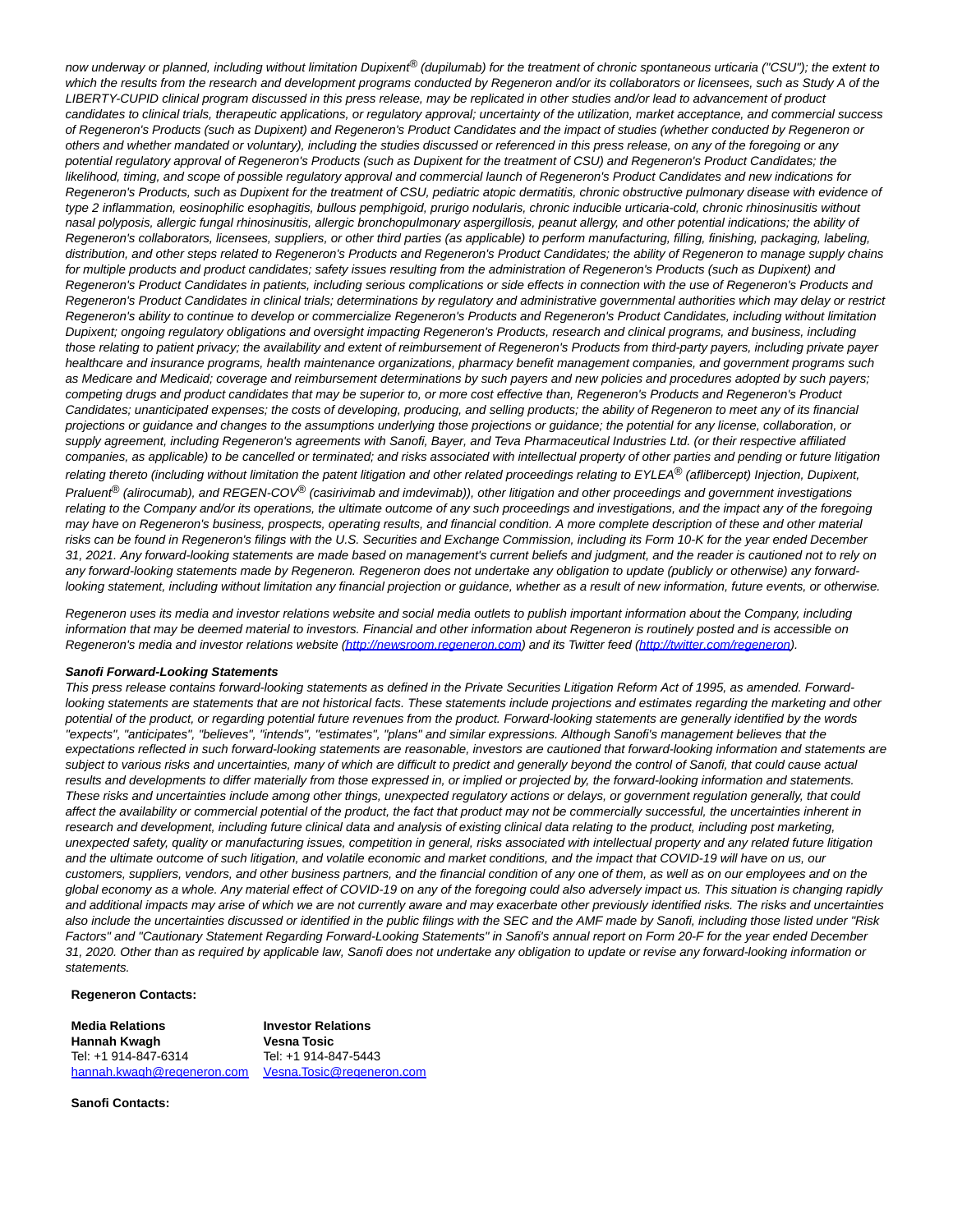*now underway or planned, including without limitation Dupixent® (dupilumab) for the treatment of chronic spontaneous urticaria ("CSU"); the extent to which the results from the research and development programs conducted by Regeneron and/or its collaborators or licensees, such as Study A of the LIBERTY-CUPID clinical program discussed in this press release, may be replicated in other studies and/or lead to advancement of product candidates to clinical trials, therapeutic applications, or regulatory approval; uncertainty of the utilization, market acceptance, and commercial success of Regeneron's Products (such as Dupixent) and Regeneron's Product Candidates and the impact of studies (whether conducted by Regeneron or others and whether mandated or voluntary), including the studies discussed or referenced in this press release, on any of the foregoing or any potential regulatory approval of Regeneron's Products (such as Dupixent for the treatment of CSU) and Regeneron's Product Candidates; the likelihood, timing, and scope of possible regulatory approval and commercial launch of Regeneron's Product Candidates and new indications for Regeneron's Products, such as Dupixent for the treatment of CSU, pediatric atopic dermatitis, chronic obstructive pulmonary disease with evidence of type 2 inflammation, eosinophilic esophagitis, bullous pemphigoid, prurigo nodularis, chronic inducible urticaria-cold, chronic rhinosinusitis without nasal polyposis, allergic fungal rhinosinusitis, allergic bronchopulmonary aspergillosis, peanut allergy, and other potential indications; the ability of Regeneron's collaborators, licensees, suppliers, or other third parties (as applicable) to perform manufacturing, filling, finishing, packaging, labeling, distribution, and other steps related to Regeneron's Products and Regeneron's Product Candidates; the ability of Regeneron to manage supply chains for multiple products and product candidates; safety issues resulting from the administration of Regeneron's Products (such as Dupixent) and Regeneron's Product Candidates in patients, including serious complications or side effects in connection with the use of Regeneron's Products and Regeneron's Product Candidates in clinical trials; determinations by regulatory and administrative governmental authorities which may delay or restrict Regeneron's ability to continue to develop or commercialize Regeneron's Products and Regeneron's Product Candidates, including without limitation Dupixent; ongoing regulatory obligations and oversight impacting Regeneron's Products, research and clinical programs, and business, including those relating to patient privacy; the availability and extent of reimbursement of Regeneron's Products from third-party payers, including private payer healthcare and insurance programs, health maintenance organizations, pharmacy benefit management companies, and government programs such as Medicare and Medicaid; coverage and reimbursement determinations by such payers and new policies and procedures adopted by such payers; competing drugs and product candidates that may be superior to, or more cost effective than, Regeneron's Products and Regeneron's Product Candidates; unanticipated expenses; the costs of developing, producing, and selling products; the ability of Regeneron to meet any of its financial projections or guidance and changes to the assumptions underlying those projections or guidance; the potential for any license, collaboration, or supply agreement, including Regeneron's agreements with Sanofi, Bayer, and Teva Pharmaceutical Industries Ltd. (or their respective affiliated companies, as applicable) to be cancelled or terminated; and risks associated with intellectual property of other parties and pending or future litigation relating thereto (including without limitation the patent litigation and other related proceedings relating to EYLEA® (aflibercept) Injection, Dupixent, Praluent® (alirocumab), and REGEN-COV® (casirivimab and imdevimab)), other litigation and other proceedings and government investigations relating to the Company and/or its operations, the ultimate outcome of any such proceedings and investigations, and the impact any of the foregoing may have on Regeneron's business, prospects, operating results, and financial condition. A more complete description of these and other material risks can be found in Regeneron's filings with the U.S. Securities and Exchange Commission, including its Form 10-K for the year ended December 31, 2021. Any forward-looking statements are made based on management's current beliefs and judgment, and the reader is cautioned not to rely on any forward-looking statements made by Regeneron. Regeneron does not undertake any obligation to update (publicly or otherwise) any forward-looking statement, including without limitation any financial projection or guidance, whether as a result of new information, future events, or otherwise.*

*Regeneron uses its media and investor relations website and social media outlets to publish important information about the Company, including information that may be deemed material to investors. Financial and other information about Regeneron is routinely posted and is accessible on Regeneron's media and investor relations website ([http://newsroom.regeneron.com](http://newsroom.regeneron.com)) and its Twitter feed ([http://twitter.com/regeneron](http://twitter.com/regeneron)).*

***Sanofi Forward-Looking Statements***

*This press release contains forward-looking statements as defined in the Private Securities Litigation Reform Act of 1995, as amended. Forward-looking statements are statements that are not historical facts. These statements include projections and estimates regarding the marketing and other potential of the product, or regarding potential future revenues from the product. Forward-looking statements are generally identified by the words "expects", "anticipates", "believes", "intends", "estimates", "plans" and similar expressions. Although Sanofi's management believes that the expectations reflected in such forward-looking statements are reasonable, investors are cautioned that forward-looking information and statements are subject to various risks and uncertainties, many of which are difficult to predict and generally beyond the control of Sanofi, that could cause actual results and developments to differ materially from those expressed in, or implied or projected by, the forward-looking information and statements. These risks and uncertainties include among other things, unexpected regulatory actions or delays, or government regulation generally, that could affect the availability or commercial potential of the product, the fact that product may not be commercially successful, the uncertainties inherent in research and development, including future clinical data and analysis of existing clinical data relating to the product, including post marketing, unexpected safety, quality or manufacturing issues, competition in general, risks associated with intellectual property and any related future litigation and the ultimate outcome of such litigation, and volatile economic and market conditions, and the impact that COVID-19 will have on us, our customers, suppliers, vendors, and other business partners, and the financial condition of any one of them, as well as on our employees and on the global economy as a whole. Any material effect of COVID-19 on any of the foregoing could also adversely impact us. This situation is changing rapidly and additional impacts may arise of which we are not currently aware and may exacerbate other previously identified risks. The risks and uncertainties also include the uncertainties discussed or identified in the public filings with the SEC and the AMF made by Sanofi, including those listed under "Risk Factors" and "Cautionary Statement Regarding Forward-Looking Statements" in Sanofi's annual report on Form 20-F for the year ended December 31, 2020. Other than as required by applicable law, Sanofi does not undertake any obligation to update or revise any forward-looking information or statements.*

**Regeneron Contacts:**

| **Media Relations** | **Investor Relations** |
|---|---|
| **Hannah Kwagh** | **Vesna Tosic** |
| Tel: +1 914-847-6314 | Tel: +1 914-847-5443 |
| [hannah.kwagh@regeneron.com](mailto:hannah.kwagh@regeneron.com) | [Vesna.Tosic@regeneron.com](mailto:Vesna.Tosic@regeneron.com) |

**Sanofi Contacts:**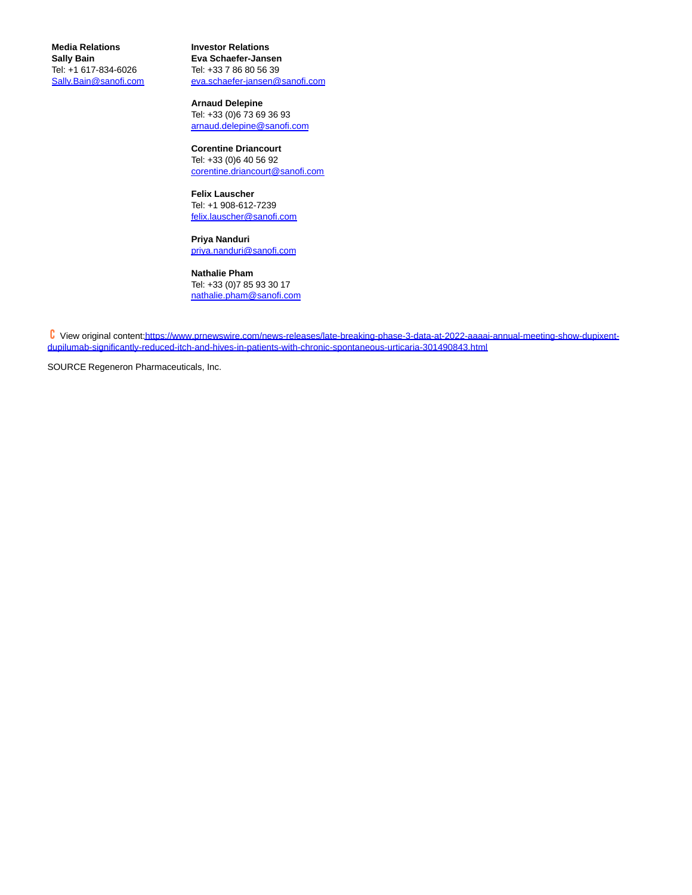**Media Relations**
**Sally Bain**
Tel: +1 617-834-6026
Sally.Bain@sanofi.com

**Investor Relations**
**Eva Schaefer-Jansen**
Tel: +33 7 86 80 56 39
eva.schaefer-jansen@sanofi.com

**Arnaud Delepine**
Tel: +33 (0)6 73 69 36 93
arnaud.delepine@sanofi.com

**Corentine Driancourt**
Tel: +33 (0)6 40 56 92
corentine.driancourt@sanofi.com

**Felix Lauscher**
Tel: +1 908-612-7239
felix.lauscher@sanofi.com

**Priya Nanduri**
priya.nanduri@sanofi.com

**Nathalie Pham**
Tel: +33 (0)7 85 93 30 17
nathalie.pham@sanofi.com

View original content:https://www.prnewswire.com/news-releases/late-breaking-phase-3-data-at-2022-aaaai-annual-meeting-show-dupixent-dupilumab-significantly-reduced-itch-and-hives-in-patients-with-chronic-spontaneous-urticaria-301490843.html

SOURCE Regeneron Pharmaceuticals, Inc.